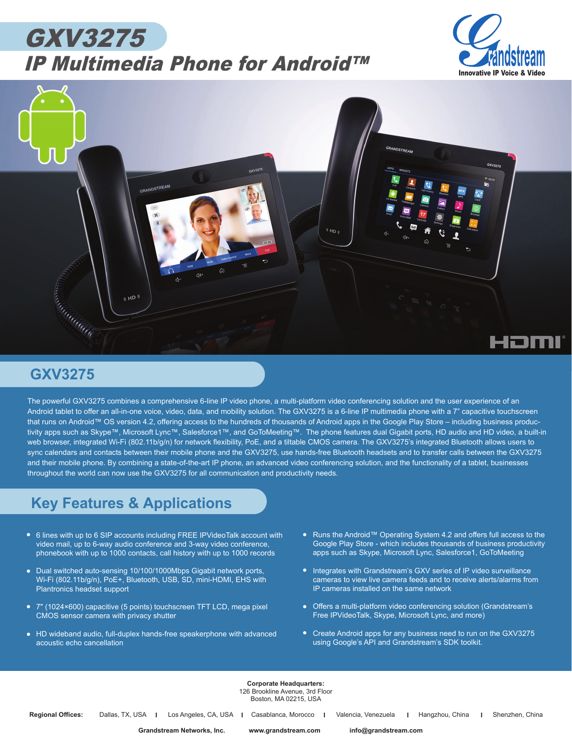# GXV3275

## IP Multimedia Phone for Android™

Grandstream
Innovative IP Voice & Video

## GXV3275

The powerful GXV3275 combines a comprehensive 6-line IP video phone, a multi-platform video conferencing solution and the user experience of an Android tablet to offer an all-in-one voice, video, data, and mobility solution. The GXV3275 is a 6-line IP multimedia phone with a 7" capacitive touchscreen that runs on Android™ OS version 4.2, offering access to the hundreds of thousands of Android apps in the Google Play Store – including business productivity apps such as Skype™, Microsoft Lync™, Salesforce1™, and GoToMeeting™. The phone features dual Gigabit ports, HD audio and HD video, a built-in web browser, integrated Wi-Fi (802.11b/g/n) for network flexibility, PoE, and a tiltable CMOS camera. The GXV3275's integrated Bluetooth allows users to sync calendars and contacts between their mobile phone and the GXV3275, use hands-free Bluetooth headsets and to transfer calls between the GXV3275 and their mobile phone. By combining a state-of-the-art IP phone, an advanced video conferencing solution, and the functionality of a tablet, businesses throughout the world can now use the GXV3275 for all communication and productivity needs.

## Key Features & Applications

- 6 lines with up to 6 SIP accounts including FREE IPVideoTalk account with video mail, up to 6-way audio conference and 3-way video conference, phonebook with up to 1000 contacts, call history with up to 1000 records
- Dual switched auto-sensing 10/100/1000Mbps Gigabit network ports, Wi-Fi (802.11b/g/n), PoE+, Bluetooth, USB, SD, mini-HDMI, EHS with Plantronics headset support
- 7" (1024×600) capacitive (5 points) touchscreen TFT LCD, mega pixel CMOS sensor camera with privacy shutter
- HD wideband audio, full-duplex hands-free speakerphone with advanced acoustic echo cancellation
- Runs the Android™ Operating System 4.2 and offers full access to the Google Play Store - which includes thousands of business productivity apps such as Skype, Microsoft Lync, Salesforce1, GoToMeeting
- Integrates with Grandstream's GXV series of IP video surveillance cameras to view live camera feeds and to receive alerts/alarms from IP cameras installed on the same network
- Offers a multi-platform video conferencing solution (Grandstream's Free IPVideoTalk, Skype, Microsoft Lync, and more)
- Create Android apps for any business need to run on the GXV3275 using Google's API and Grandstream's SDK toolkit.

**Corporate Headquarters:**
126 Brookline Avenue, 3rd Floor
Boston, MA 02215, USA

**Regional Offices:** Dallas, TX, USA | Los Angeles, CA, USA | Casablanca, Morocco | Valencia, Venezuela | Hangzhou, China | Shenzhen, China

**Grandstream Networks, Inc.** **www.grandstream.com** **info@grandstream.com**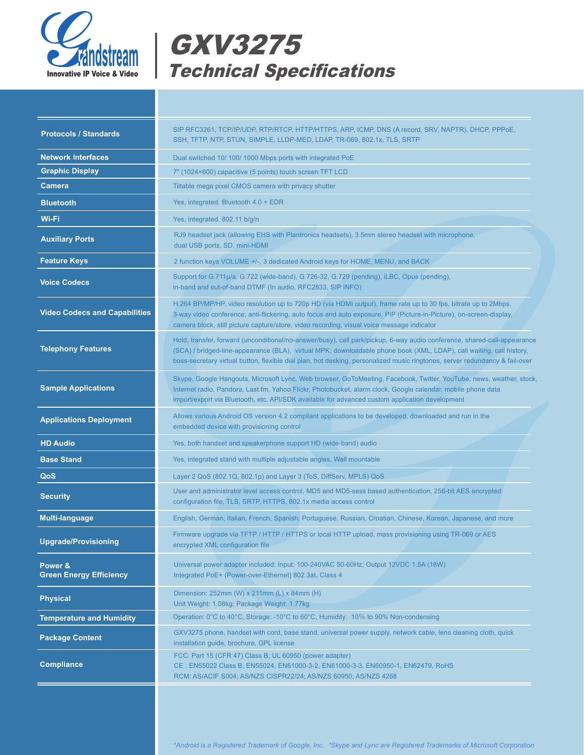# GXV3275 Technical Specifications

| | |
|---|---|
| **Protocols / Standards** | SIP RFC3261, TCP/IP/UDP, RTP/RTCP, HTTP/HTTPS, ARP, ICMP, DNS (A record, SRV, NAPTR), DHCP, PPPoE, SSH, TFTP, NTP, STUN, SIMPLE, LLDP-MED, LDAP, TR-069, 802.1x, TLS, SRTP |
| **Network Interfaces** | Dual switched 10/ 100/ 1000 Mbps ports with integrated PoE |
| **Graphic Display** | 7" (1024×600) capacitive (5 points) touch screen TFT LCD |
| **Camera** | Tiltable mega pixel CMOS camera with privacy shutter |
| **Bluetooth** | Yes, integrated. Bluetooth 4.0 + EDR |
| **Wi-Fi** | Yes, integrated. 802.11 b/g/n |
| **Auxiliary Ports** | RJ9 headset jack (allowing EHS with Plantronics headsets), 3.5mm stereo headset with microphone, dual USB ports, SD, mini-HDMI |
| **Feature Keys** | 2 function keys VOLUME +/-, 3 dedicated Android keys for HOME, MENU, and BACK |
| **Voice Codecs** | Support for G.711μ/a, G.722 (wide-band), G.726-32, G.729 (pending), iLBC, Opus (pending), in-band and out-of-band DTMF (In audio, RFC2833, SIP INFO) |
| **Video Codecs and Capabilities** | H.264 BP/MP/HP, video resolution up to 720p HD (via HDMI output), frame rate up to 30 fps, bitrate up to 2Mbps, 3-way video conference, anti-flickering, auto focus and auto exposure, PIP (Picture-in-Picture), on-screen-display, camera block, still picture capture/store, video recording, visual voice message indicator |
| **Telephony Features** | Hold, transfer, forward (unconditional/no-answer/busy), call park/pickup, 6-way audio conference, shared-call-appearance (SCA) / bridged-line-appearance (BLA), virtual MPK, downloadable phone book (XML, LDAP), call waiting, call history, boss-secretary virtual button, flexible dial plan, hot desking, personalized music ringtones, server redundancy & fail-over |
| **Sample Applications** | Skype, Google Hangouts, Microsoft Lync, Web browser, GoToMeeting, Facebook, Twitter, YouTube, news, weather, stock, Internet radio, Pandora, Last.fm, Yahoo Flickr, Photobucket, alarm clock, Google calendar, mobile phone data import/export via Bluetooth, etc. API/SDK available for advanced custom application development |
| **Applications Deployment** | Allows various Android OS version 4.2 compliant applications to be developed, downloaded and run in the embedded device with provisioning control |
| **HD Audio** | Yes, both handset and speakerphone support HD (wide-band) audio |
| **Base Stand** | Yes, integrated stand with multiple adjustable angles. Wall mountable |
| **QoS** | Layer 2 QoS (802.1Q, 802.1p) and Layer 3 (ToS, DiffServ, MPLS) QoS |
| **Security** | User and administrator level access control, MD5 and MD5-sess based authentication, 256-bit AES encrypted configuration file, TLS, SRTP, HTTPS, 802.1x media access control |
| **Multi-language** | English, German, Italian, French, Spanish, Portuguese, Russian, Croatian, Chinese, Korean, Japanese, and more |
| **Upgrade/Provisioning** | Firmware upgrade via TFTP / HTTP / HTTPS or local HTTP upload, mass provisioning using TR-069 or AES encrypted XML configuration file |
| **Power & Green Energy Efficiency** | Universal power adapter included: Input: 100-240VAC 50-60Hz; Output 12VDC 1.5A (18W) Integrated PoE+ (Power-over-Ethernet) 802.3at, Class 4 |
| **Physical** | Dimension: 252mm (W) x 211mm (L) x 84mm (H) Unit Weight: 1.08kg; Package Weight: 1.77kg |
| **Temperature and Humidity** | Operation: 0°C to 40°C, Storage: -10°C to 60°C, Humidity: 10% to 90% Non-condensing |
| **Package Content** | GXV3275 phone, handset with cord, base stand, universal power supply, network cable, lens cleaning cloth, quick installation guide, brochure, GPL license |
| **Compliance** | FCC: Part 15 (CFR 47) Class B; UL 60950 (power adapter) CE : EN55022 Class B, EN55024, EN61000-3-2, EN61000-3-3, EN60950-1, EN62479, RoHS RCM: AS/ACIF S004; AS/NZS CISPR22/24; AS/NZS 60950; AS/NZS 4268 |

*\*Android is a Registered Trademark of Google, Inc. \*Skype and Lync are Registered Trademarks of Microsoft Corporation*